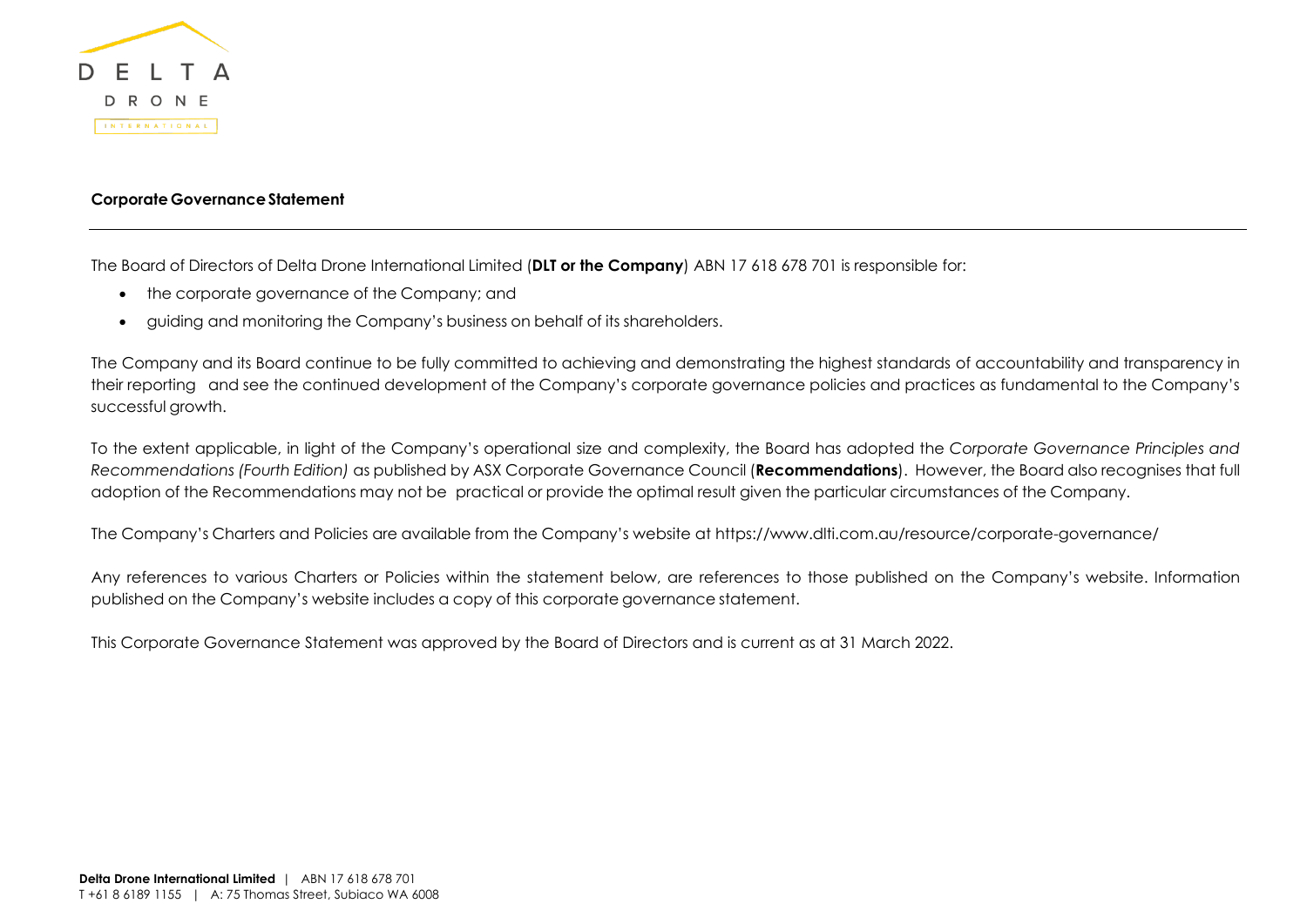## Corporate Governance Statement

The Board of Directors of Delta Drone International Limited (**DLT or the Company**) ABN 17 618 678 701 is responsible for:

- the corporate governance of the Company; and
- guiding and monitoring the Company's business on behalf of its shareholders.

The Company and its Board continue to be fully committed to achieving and demonstrating the highest standards of accountability and transparency in their reporting and see the continued development of the Company's corporate governance policies and practices as fundamental to the Company's successful growth.

To the extent applicable, in light of the Company's operational size and complexity, the Board has adopted the *Corporate Governance Principles and Recommendations (Fourth Edition)* as published by ASX Corporate Governance Council (**Recommendations**). However, the Board also recognises that full adoption of the Recommendations may not be practical or provide the optimal result given the particular circumstances of the Company.

The Company's Charters and Policies are available from the Company's website at https://www.dlti.com.au/resource/corporate-governance/

Any references to various Charters or Policies within the statement below, are references to those published on the Company's website. Information published on the Company's website includes a copy of this corporate governance statement.

This Corporate Governance Statement was approved by the Board of Directors and is current as at 31 March 2022.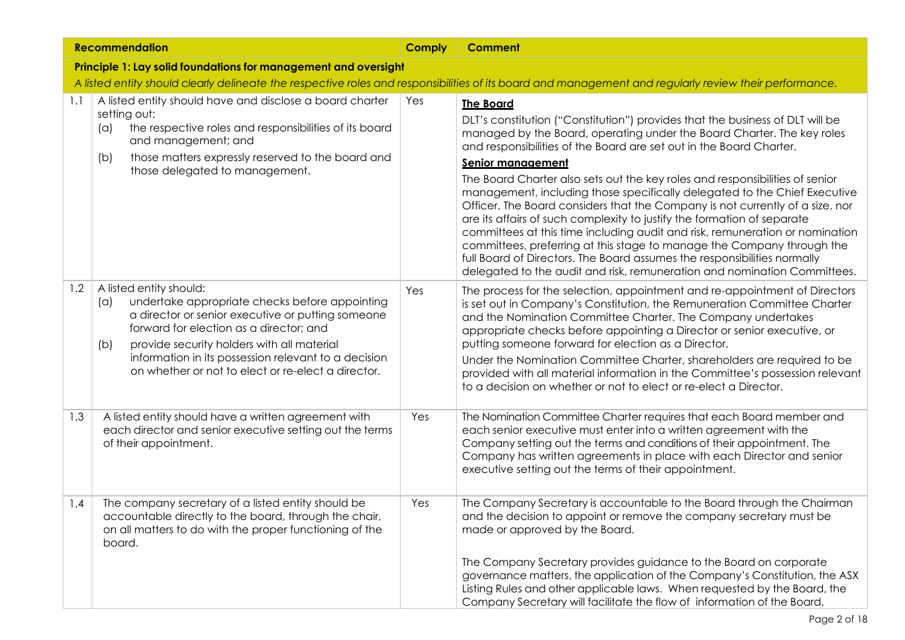| | Recommendation | Comply | Comment |
|---|---|---|---|
| **Principle 1: Lay solid foundations for management and oversight** | | | |
| *A listed entity should clearly delineate the respective roles and responsibilities of its board and management and regularly review their performance.* | | | |
| 1.1 | A listed entity should have and disclose a board charter setting out:<br>(a) the respective roles and responsibilities of its board and management; and<br>(b) those matters expressly reserved to the board and those delegated to management. | Yes | **The Board**<br>DLT's constitution ("Constitution") provides that the business of DLT will be managed by the Board, operating under the Board Charter. The key roles and responsibilities of the Board are set out in the Board Charter.<br>**Senior management**<br>The Board Charter also sets out the key roles and responsibilities of senior management, including those specifically delegated to the Chief Executive Officer. The Board considers that the Company is not currently of a size, nor are its affairs of such complexity to justify the formation of separate committees at this time including audit and risk, remuneration or nomination committees, preferring at this stage to manage the Company through the full Board of Directors. The Board assumes the responsibilities normally delegated to the audit and risk, remuneration and nomination Committees. |
| 1.2 | A listed entity should:<br>(a) undertake appropriate checks before appointing a director or senior executive or putting someone forward for election as a director; and<br>(b) provide security holders with all material information in its possession relevant to a decision on whether or not to elect or re-elect a director. | Yes | The process for the selection, appointment and re-appointment of Directors is set out in Company's Constitution, the Remuneration Committee Charter and the Nomination Committee Charter. The Company undertakes appropriate checks before appointing a Director or senior executive, or putting someone forward for election as a Director.<br>Under the Nomination Committee Charter, shareholders are required to be provided with all material information in the Committee's possession relevant to a decision on whether or not to elect or re-elect a Director. |
| 1.3 | A listed entity should have a written agreement with each director and senior executive setting out the terms of their appointment. | Yes | The Nomination Committee Charter requires that each Board member and each senior executive must enter into a written agreement with the Company setting out the terms and conditions of their appointment. The Company has written agreements in place with each Director and senior executive setting out the terms of their appointment. |
| 1.4 | The company secretary of a listed entity should be accountable directly to the board, through the chair, on all matters to do with the proper functioning of the board. | Yes | The Company Secretary is accountable to the Board through the Chairman and the decision to appoint or remove the company secretary must be made or approved by the Board.<br><br>The Company Secretary provides guidance to the Board on corporate governance matters, the application of the Company's Constitution, the ASX Listing Rules and other applicable laws. When requested by the Board, the Company Secretary will facilitate the flow of information of the Board, |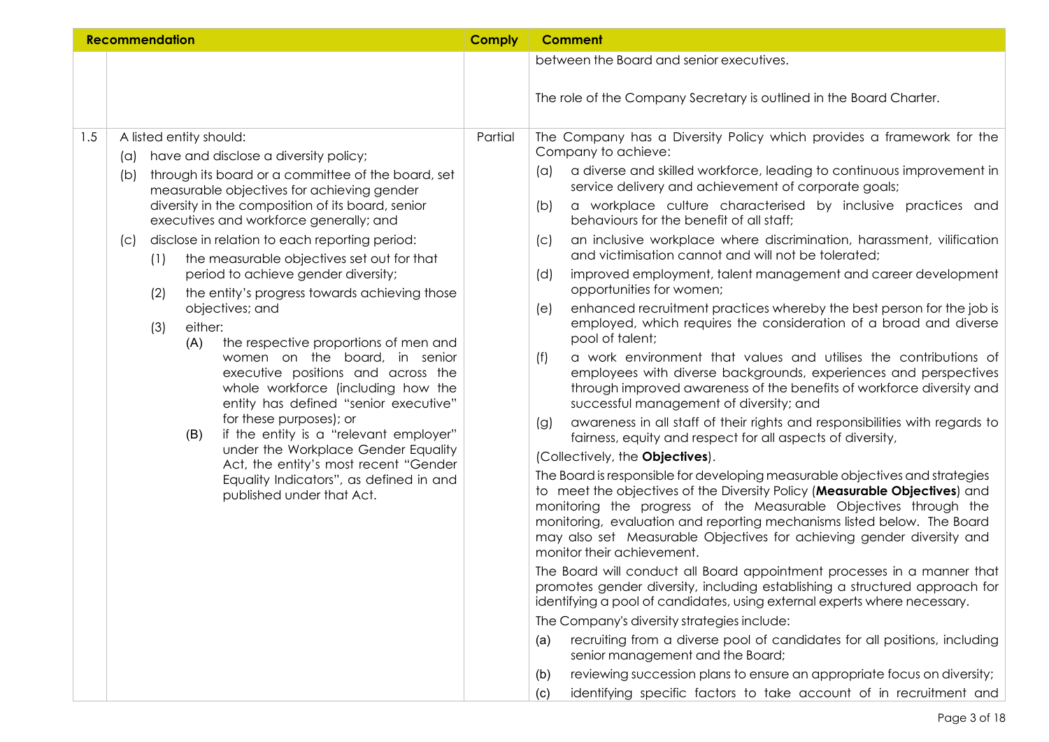| Recommendation | | Comply | Comment |
|---|---|---|---|
| | | | between the Board and senior executives.<br><br>The role of the Company Secretary is outlined in the Board Charter. |
| 1.5 | A listed entity should:<br>(a) have and disclose a diversity policy;<br>(b) through its board or a committee of the board, set measurable objectives for achieving gender diversity in the composition of its board, senior executives and workforce generally; and<br>(c) disclose in relation to each reporting period:<br>(1) the measurable objectives set out for that period to achieve gender diversity;<br>(2) the entity's progress towards achieving those objectives; and<br>(3) either:<br>(A) the respective proportions of men and women on the board, in senior executive positions and across the whole workforce (including how the entity has defined "senior executive" for these purposes); or<br>(B) if the entity is a "relevant employer" under the Workplace Gender Equality Act, the entity's most recent "Gender Equality Indicators", as defined in and published under that Act. | Partial | The Company has a Diversity Policy which provides a framework for the Company to achieve:<br>(a) a diverse and skilled workforce, leading to continuous improvement in service delivery and achievement of corporate goals;<br>(b) a workplace culture characterised by inclusive practices and behaviours for the benefit of all staff;<br>(c) an inclusive workplace where discrimination, harassment, vilification and victimisation cannot and will not be tolerated;<br>(d) improved employment, talent management and career development opportunities for women;<br>(e) enhanced recruitment practices whereby the best person for the job is employed, which requires the consideration of a broad and diverse pool of talent;<br>(f) a work environment that values and utilises the contributions of employees with diverse backgrounds, experiences and perspectives through improved awareness of the benefits of workforce diversity and successful management of diversity; and<br>(g) awareness in all staff of their rights and responsibilities with regards to fairness, equity and respect for all aspects of diversity,<br>(Collectively, the **Objectives**).<br>The Board is responsible for developing measurable objectives and strategies to meet the objectives of the Diversity Policy (**Measurable Objectives**) and monitoring the progress of the Measurable Objectives through the monitoring, evaluation and reporting mechanisms listed below. The Board may also set Measurable Objectives for achieving gender diversity and monitor their achievement.<br>The Board will conduct all Board appointment processes in a manner that promotes gender diversity, including establishing a structured approach for identifying a pool of candidates, using external experts where necessary.<br>The Company's diversity strategies include:<br>(a) recruiting from a diverse pool of candidates for all positions, including senior management and the Board;<br>(b) reviewing succession plans to ensure an appropriate focus on diversity;<br>(c) identifying specific factors to take account of in recruitment and |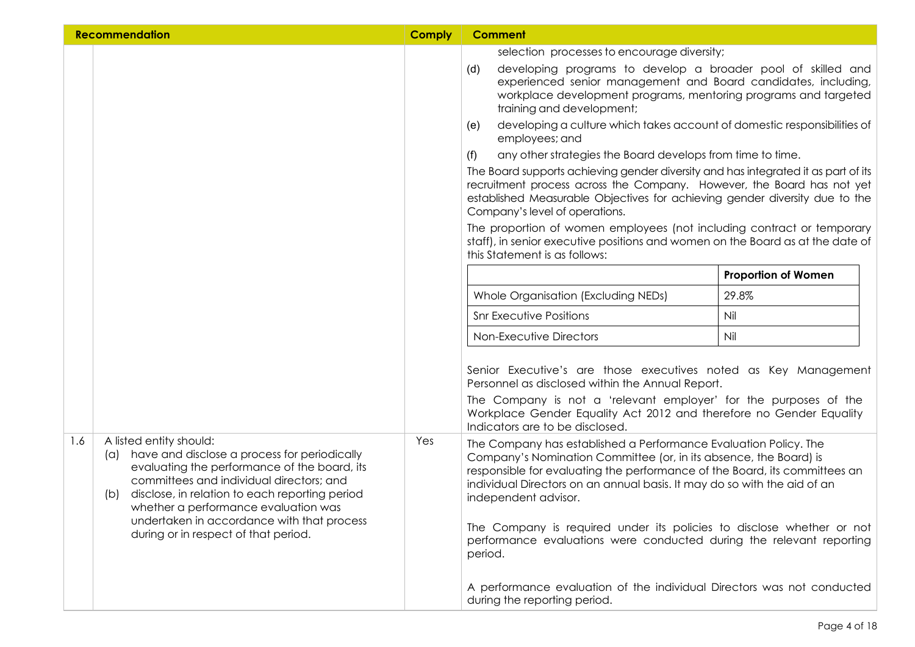| | Recommendation | Comply | Comment |
|---|---|---|---|
| | | | selection processes to encourage diversity;<br>(d) developing programs to develop a broader pool of skilled and experienced senior management and Board candidates, including, workplace development programs, mentoring programs and targeted training and development;<br>(e) developing a culture which takes account of domestic responsibilities of employees; and<br>(f) any other strategies the Board develops from time to time.<br>The Board supports achieving gender diversity and has integrated it as part of its recruitment process across the Company. However, the Board has not yet established Measurable Objectives for achieving gender diversity due to the Company's level of operations.<br>The proportion of women employees (not including contract or temporary staff), in senior executive positions and women on the Board as at the date of this Statement is as follows:<br><br>**Proportion of Women**<br>Whole Organisation (Excluding NEDs): 29.8%<br>Snr Executive Positions: Nil<br>Non-Executive Directors: Nil<br><br>Senior Executive's are those executives noted as Key Management Personnel as disclosed within the Annual Report.<br>The Company is not a 'relevant employer' for the purposes of the Workplace Gender Equality Act 2012 and therefore no Gender Equality Indicators are to be disclosed. |
| 1.6 | A listed entity should:<br>(a) have and disclose a process for periodically evaluating the performance of the board, its committees and individual directors; and<br>(b) disclose, in relation to each reporting period whether a performance evaluation was undertaken in accordance with that process during or in respect of that period. | Yes | The Company has established a Performance Evaluation Policy. The Company's Nomination Committee (or, in its absence, the Board) is responsible for evaluating the performance of the Board, its committees an individual Directors on an annual basis. It may do so with the aid of an independent advisor.<br><br>The Company is required under its policies to disclose whether or not performance evaluations were conducted during the relevant reporting period.<br><br>A performance evaluation of the individual Directors was not conducted during the reporting period. |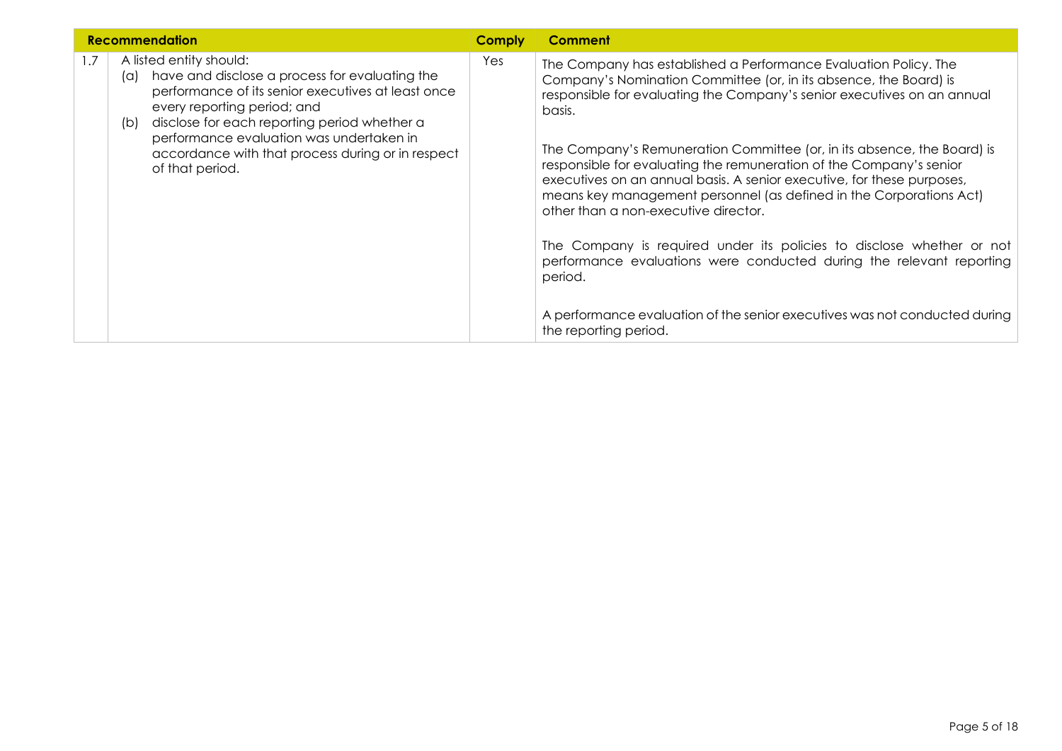| | Recommendation | Comply | Comment |
|---|---|---|---|
| 1.7 | A listed entity should:<br>(a) have and disclose a process for evaluating the performance of its senior executives at least once every reporting period; and<br>(b) disclose for each reporting period whether a performance evaluation was undertaken in accordance with that process during or in respect of that period. | Yes | The Company has established a Performance Evaluation Policy. The Company's Nomination Committee (or, in its absence, the Board) is responsible for evaluating the Company's senior executives on an annual basis.<br><br>The Company's Remuneration Committee (or, in its absence, the Board) is responsible for evaluating the remuneration of the Company's senior executives on an annual basis. A senior executive, for these purposes, means key management personnel (as defined in the Corporations Act) other than a non-executive director.<br><br>The Company is required under its policies to disclose whether or not performance evaluations were conducted during the relevant reporting period.<br><br>A performance evaluation of the senior executives was not conducted during the reporting period. |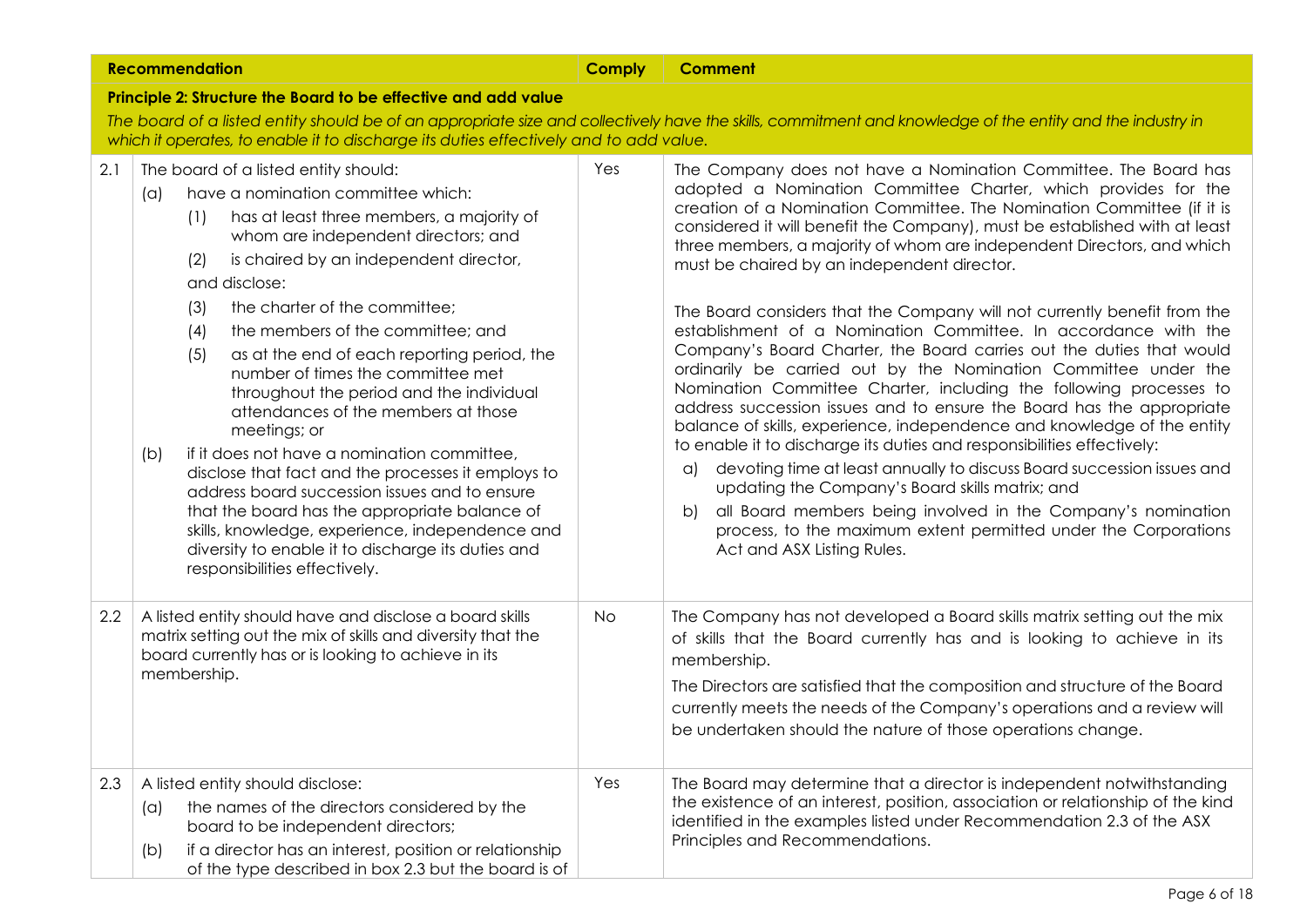| | Recommendation | Comply | Comment |
|---|---|---|---|
| | **Principle 2: Structure the Board to be effective and add value**<br>*The board of a listed entity should be of an appropriate size and collectively have the skills, commitment and knowledge of the entity and the industry in which it operates, to enable it to discharge its duties effectively and to add value.* | | |
| 2.1 | The board of a listed entity should:<br>(a) have a nomination committee which:<br>(1) has at least three members, a majority of whom are independent directors; and<br>(2) is chaired by an independent director,<br>and disclose:<br>(3) the charter of the committee;<br>(4) the members of the committee; and<br>(5) as at the end of each reporting period, the number of times the committee met throughout the period and the individual attendances of the members at those meetings; or<br>(b) if it does not have a nomination committee, disclose that fact and the processes it employs to address board succession issues and to ensure that the board has the appropriate balance of skills, knowledge, experience, independence and diversity to enable it to discharge its duties and responsibilities effectively. | Yes | The Company does not have a Nomination Committee. The Board has adopted a Nomination Committee Charter, which provides for the creation of a Nomination Committee. The Nomination Committee (if it is considered it will benefit the Company), must be established with at least three members, a majority of whom are independent Directors, and which must be chaired by an independent director.<br><br>The Board considers that the Company will not currently benefit from the establishment of a Nomination Committee. In accordance with the Company's Board Charter, the Board carries out the duties that would ordinarily be carried out by the Nomination Committee under the Nomination Committee Charter, including the following processes to address succession issues and to ensure the Board has the appropriate balance of skills, experience, independence and knowledge of the entity to enable it to discharge its duties and responsibilities effectively:<br>a) devoting time at least annually to discuss Board succession issues and updating the Company's Board skills matrix; and<br>b) all Board members being involved in the Company's nomination process, to the maximum extent permitted under the Corporations Act and ASX Listing Rules. |
| 2.2 | A listed entity should have and disclose a board skills matrix setting out the mix of skills and diversity that the board currently has or is looking to achieve in its membership. | No | The Company has not developed a Board skills matrix setting out the mix of skills that the Board currently has and is looking to achieve in its membership.<br>The Directors are satisfied that the composition and structure of the Board currently meets the needs of the Company's operations and a review will be undertaken should the nature of those operations change. |
| 2.3 | A listed entity should disclose:<br>(a) the names of the directors considered by the board to be independent directors;<br>(b) if a director has an interest, position or relationship of the type described in box 2.3 but the board is of | Yes | The Board may determine that a director is independent notwithstanding the existence of an interest, position, association or relationship of the kind identified in the examples listed under Recommendation 2.3 of the ASX Principles and Recommendations. |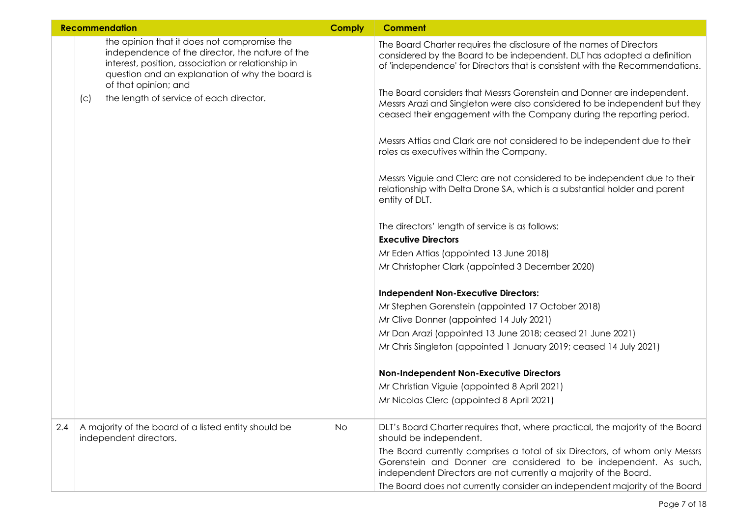| Recommendation | | Comply | Comment |
|---|---|---|---|
| | the opinion that it does not compromise the independence of the director, the nature of the interest, position, association or relationship in question and an explanation of why the board is of that opinion; and<br>(c) the length of service of each director. | | The Board Charter requires the disclosure of the names of Directors considered by the Board to be independent. DLT has adopted a definition of 'independence' for Directors that is consistent with the Recommendations.<br><br>The Board considers that Messrs Gorenstein and Donner are independent. Messrs Arazi and Singleton were also considered to be independent but they ceased their engagement with the Company during the reporting period.<br><br>Messrs Attias and Clark are not considered to be independent due to their roles as executives within the Company.<br><br>Messrs Viguie and Clerc are not considered to be independent due to their relationship with Delta Drone SA, which is a substantial holder and parent entity of DLT.<br><br>The directors' length of service is as follows:<br>**Executive Directors**<br>Mr Eden Attias (appointed 13 June 2018)<br>Mr Christopher Clark (appointed 3 December 2020)<br><br>**Independent Non-Executive Directors:**<br>Mr Stephen Gorenstein (appointed 17 October 2018)<br>Mr Clive Donner (appointed 14 July 2021)<br>Mr Dan Arazi (appointed 13 June 2018; ceased 21 June 2021)<br>Mr Chris Singleton (appointed 1 January 2019; ceased 14 July 2021)<br><br>**Non-Independent Non-Executive Directors**<br>Mr Christian Viguie (appointed 8 April 2021)<br>Mr Nicolas Clerc (appointed 8 April 2021) |
| 2.4 | A majority of the board of a listed entity should be independent directors. | No | DLT's Board Charter requires that, where practical, the majority of the Board should be independent.<br>The Board currently comprises a total of six Directors, of whom only Messrs Gorenstein and Donner are considered to be independent. As such, independent Directors are not currently a majority of the Board.<br>The Board does not currently consider an independent majority of the Board |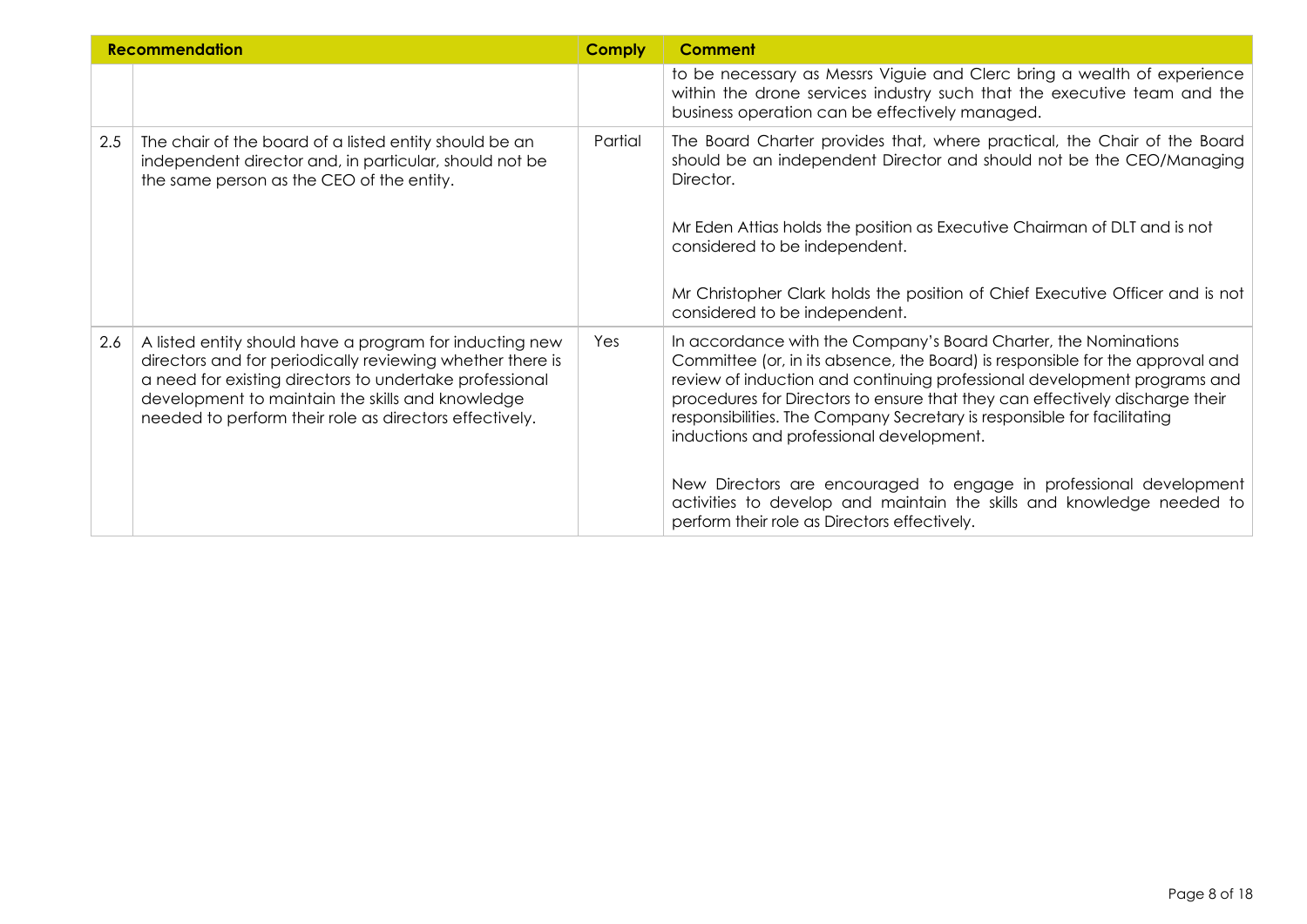| Recommendation | | Comply | Comment |
|---|---|---|---|
| | | | to be necessary as Messrs Viguie and Clerc bring a wealth of experience within the drone services industry such that the executive team and the business operation can be effectively managed. |
| 2.5 | The chair of the board of a listed entity should be an independent director and, in particular, should not be the same person as the CEO of the entity. | Partial | The Board Charter provides that, where practical, the Chair of the Board should be an independent Director and should not be the CEO/Managing Director.<br><br>Mr Eden Attias holds the position as Executive Chairman of DLT and is not considered to be independent.<br><br>Mr Christopher Clark holds the position of Chief Executive Officer and is not considered to be independent. |
| 2.6 | A listed entity should have a program for inducting new directors and for periodically reviewing whether there is a need for existing directors to undertake professional development to maintain the skills and knowledge needed to perform their role as directors effectively. | Yes | In accordance with the Company's Board Charter, the Nominations Committee (or, in its absence, the Board) is responsible for the approval and review of induction and continuing professional development programs and procedures for Directors to ensure that they can effectively discharge their responsibilities. The Company Secretary is responsible for facilitating inductions and professional development.<br><br>New Directors are encouraged to engage in professional development activities to develop and maintain the skills and knowledge needed to perform their role as Directors effectively. |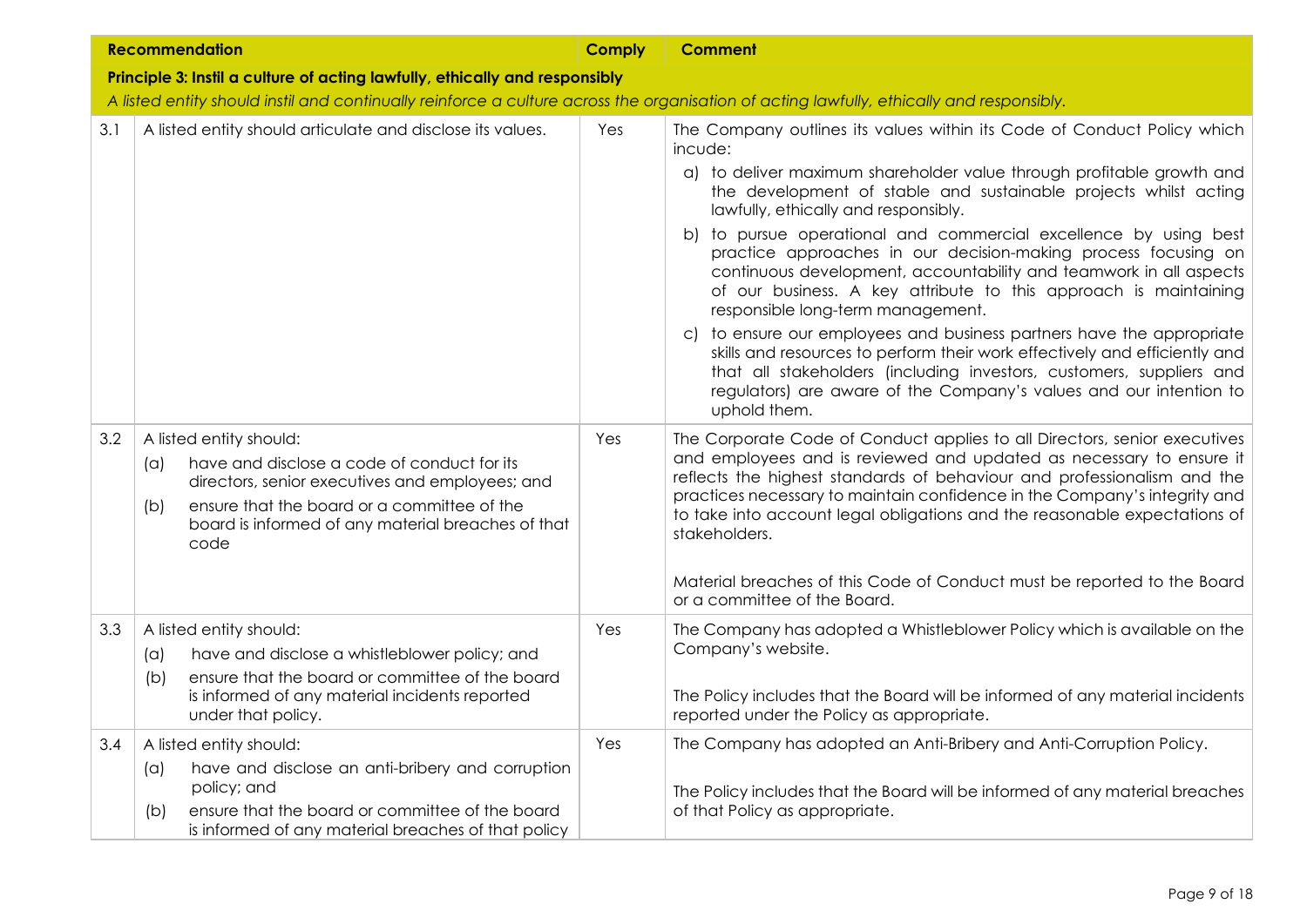| | Recommendation | Comply | Comment |
|---|---|---|---|
| | **Principle 3: Instil a culture of acting lawfully, ethically and responsibly**<br>*A listed entity should instil and continually reinforce a culture across the organisation of acting lawfully, ethically and responsibly.* | | |
| 3.1 | A listed entity should articulate and disclose its values. | Yes | The Company outlines its values within its Code of Conduct Policy which incude:<br>a) to deliver maximum shareholder value through profitable growth and the development of stable and sustainable projects whilst acting lawfully, ethically and responsibly.<br>b) to pursue operational and commercial excellence by using best practice approaches in our decision-making process focusing on continuous development, accountability and teamwork in all aspects of our business. A key attribute to this approach is maintaining responsible long-term management.<br>c) to ensure our employees and business partners have the appropriate skills and resources to perform their work effectively and efficiently and that all stakeholders (including investors, customers, suppliers and regulators) are aware of the Company's values and our intention to uphold them. |
| 3.2 | A listed entity should:<br>(a) have and disclose a code of conduct for its directors, senior executives and employees; and<br>(b) ensure that the board or a committee of the board is informed of any material breaches of that code | Yes | The Corporate Code of Conduct applies to all Directors, senior executives and employees and is reviewed and updated as necessary to ensure it reflects the highest standards of behaviour and professionalism and the practices necessary to maintain confidence in the Company's integrity and to take into account legal obligations and the reasonable expectations of stakeholders.<br><br>Material breaches of this Code of Conduct must be reported to the Board or a committee of the Board. |
| 3.3 | A listed entity should:<br>(a) have and disclose a whistleblower policy; and<br>(b) ensure that the board or committee of the board is informed of any material incidents reported under that policy. | Yes | The Company has adopted a Whistleblower Policy which is available on the Company's website.<br><br>The Policy includes that the Board will be informed of any material incidents reported under the Policy as appropriate. |
| 3.4 | A listed entity should:<br>(a) have and disclose an anti-bribery and corruption policy; and<br>(b) ensure that the board or committee of the board is informed of any material breaches of that policy | Yes | The Company has adopted an Anti-Bribery and Anti-Corruption Policy.<br><br>The Policy includes that the Board will be informed of any material breaches of that Policy as appropriate. |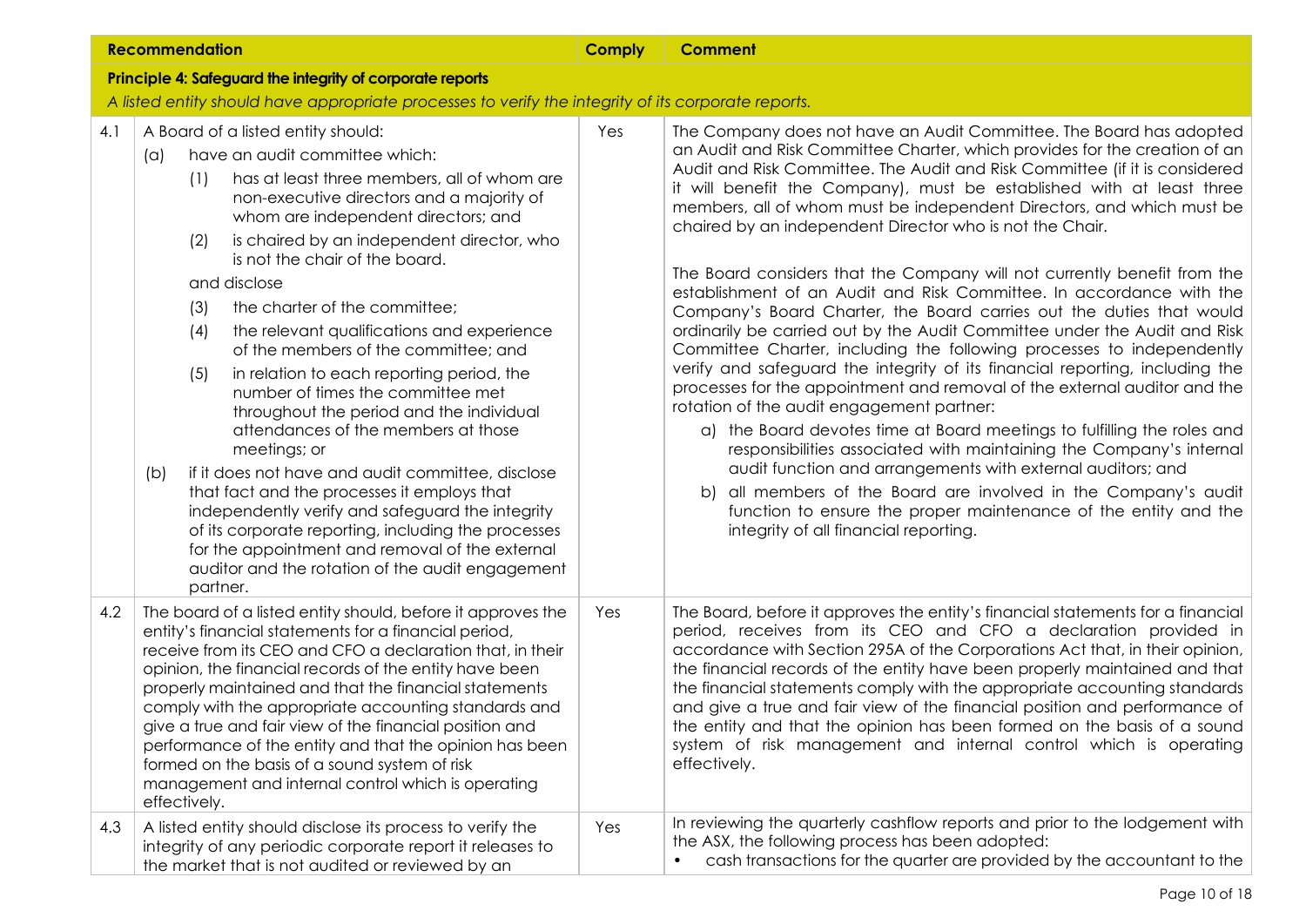| | Recommendation | Comply | Comment |
|---|---|---|---|
| | **Principle 4: Safeguard the integrity of corporate reports**<br>*A listed entity should have appropriate processes to verify the integrity of its corporate reports.* | | |
| 4.1 | A Board of a listed entity should:<br>(a) have an audit committee which:<br>(1) has at least three members, all of whom are non-executive directors and a majority of whom are independent directors; and<br>(2) is chaired by an independent director, who is not the chair of the board.<br>and disclose<br>(3) the charter of the committee;<br>(4) the relevant qualifications and experience of the members of the committee; and<br>(5) in relation to each reporting period, the number of times the committee met throughout the period and the individual attendances of the members at those meetings; or<br>(b) if it does not have and audit committee, disclose that fact and the processes it employs that independently verify and safeguard the integrity of its corporate reporting, including the processes for the appointment and removal of the external auditor and the rotation of the audit engagement partner. | Yes | The Company does not have an Audit Committee. The Board has adopted an Audit and Risk Committee Charter, which provides for the creation of an Audit and Risk Committee. The Audit and Risk Committee (if it is considered it will benefit the Company), must be established with at least three members, all of whom must be independent Directors, and which must be chaired by an independent Director who is not the Chair.<br><br>The Board considers that the Company will not currently benefit from the establishment of an Audit and Risk Committee. In accordance with the Company's Board Charter, the Board carries out the duties that would ordinarily be carried out by the Audit Committee under the Audit and Risk Committee Charter, including the following processes to independently verify and safeguard the integrity of its financial reporting, including the processes for the appointment and removal of the external auditor and the rotation of the audit engagement partner:<br>a) the Board devotes time at Board meetings to fulfilling the roles and responsibilities associated with maintaining the Company's internal audit function and arrangements with external auditors; and<br>b) all members of the Board are involved in the Company's audit function to ensure the proper maintenance of the entity and the integrity of all financial reporting. |
| 4.2 | The board of a listed entity should, before it approves the entity's financial statements for a financial period, receive from its CEO and CFO a declaration that, in their opinion, the financial records of the entity have been properly maintained and that the financial statements comply with the appropriate accounting standards and give a true and fair view of the financial position and performance of the entity and that the opinion has been formed on the basis of a sound system of risk management and internal control which is operating effectively. | Yes | The Board, before it approves the entity's financial statements for a financial period, receives from its CEO and CFO a declaration provided in accordance with Section 295A of the Corporations Act that, in their opinion, the financial records of the entity have been properly maintained and that the financial statements comply with the appropriate accounting standards and give a true and fair view of the financial position and performance of the entity and that the opinion has been formed on the basis of a sound system of risk management and internal control which is operating effectively. |
| 4.3 | A listed entity should disclose its process to verify the integrity of any periodic corporate report it releases to the market that is not audited or reviewed by an | Yes | In reviewing the quarterly cashflow reports and prior to the lodgement with the ASX, the following process has been adopted:<br>• cash transactions for the quarter are provided by the accountant to the |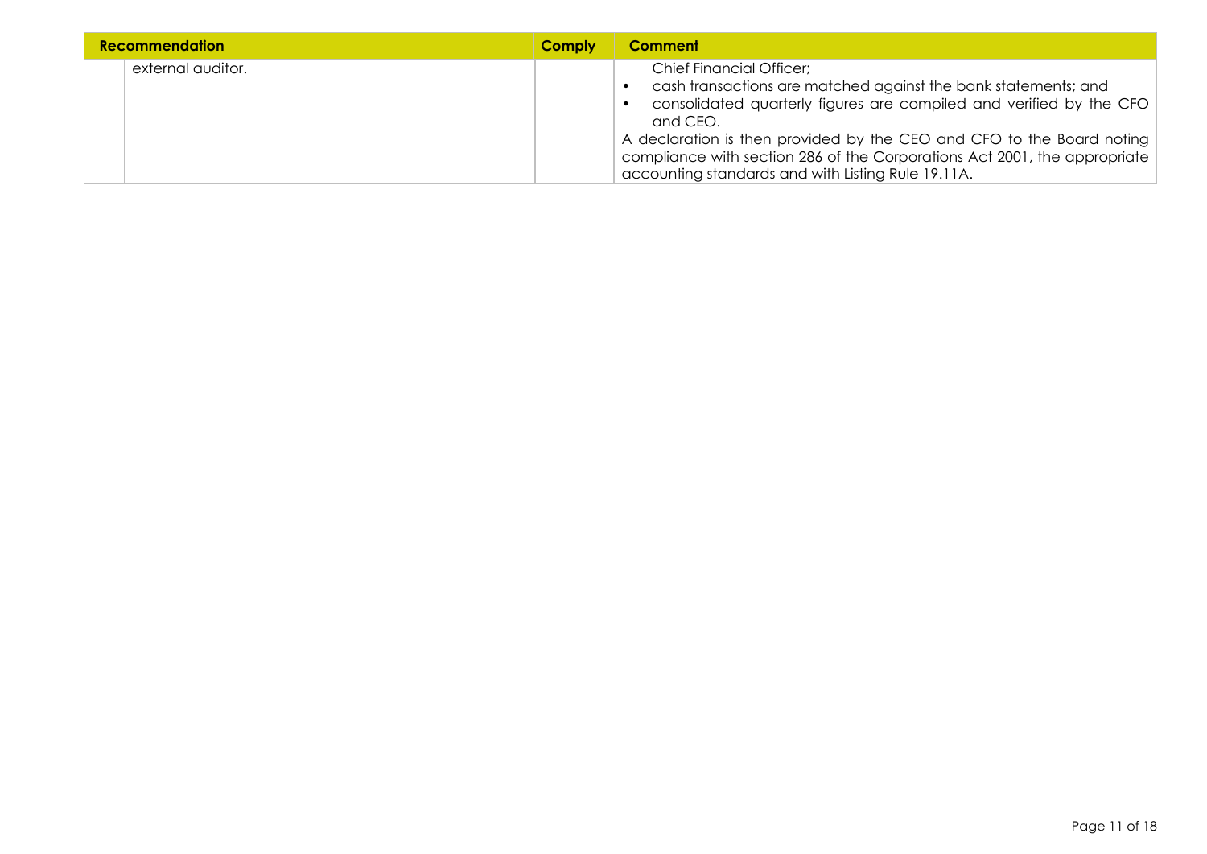| Recommendation | | Comply | Comment |
| --- | --- | --- | --- |
| | external auditor. | | Chief Financial Officer;<br>• cash transactions are matched against the bank statements; and<br>• consolidated quarterly figures are compiled and verified by the CFO and CEO.<br>A declaration is then provided by the CEO and CFO to the Board noting compliance with section 286 of the Corporations Act 2001, the appropriate accounting standards and with Listing Rule 19.11A. |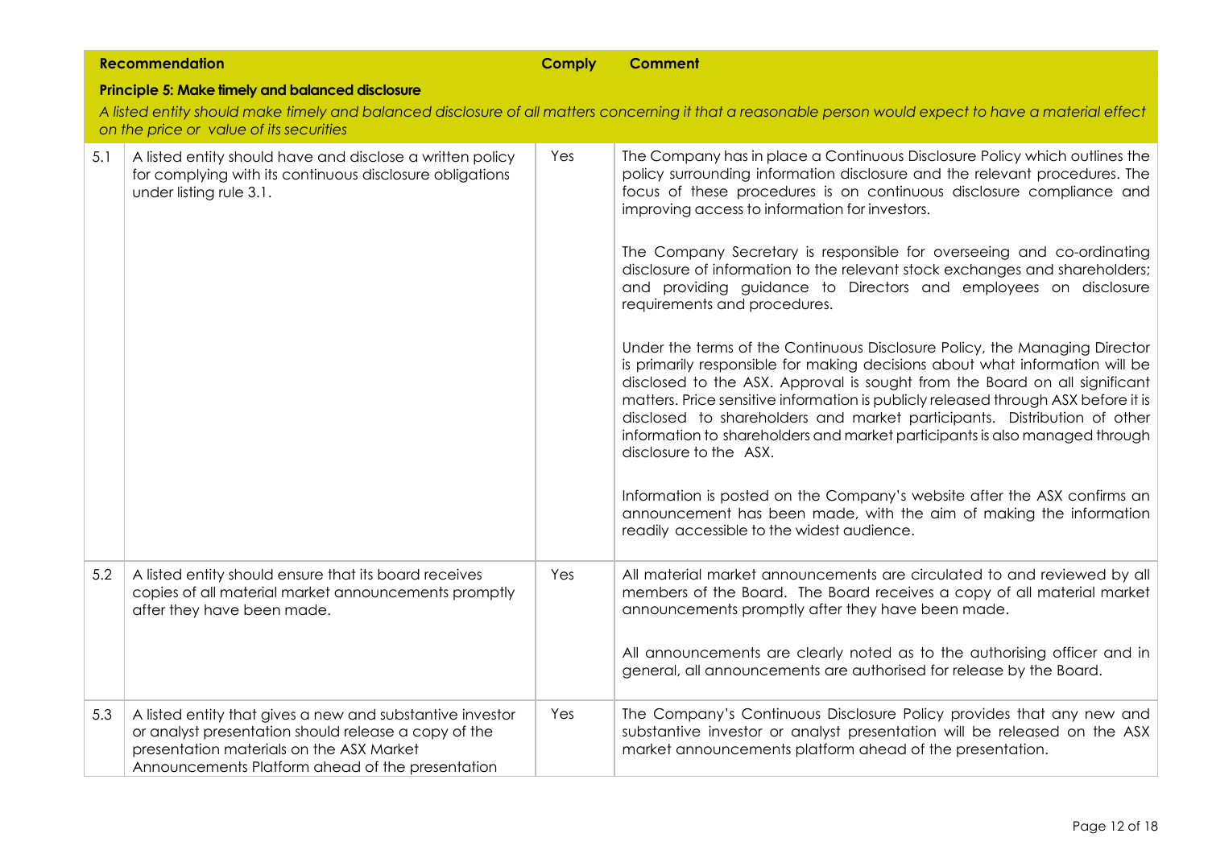| | Recommendation | Comply | Comment |
|---|---|---|---|
| | **Principle 5: Make timely and balanced disclosure**<br>*A listed entity should make timely and balanced disclosure of all matters concerning it that a reasonable person would expect to have a material effect on the price or value of its securities* | | |
| 5.1 | A listed entity should have and disclose a written policy for complying with its continuous disclosure obligations under listing rule 3.1. | Yes | The Company has in place a Continuous Disclosure Policy which outlines the policy surrounding information disclosure and the relevant procedures. The focus of these procedures is on continuous disclosure compliance and improving access to information for investors.<br><br>The Company Secretary is responsible for overseeing and co-ordinating disclosure of information to the relevant stock exchanges and shareholders; and providing guidance to Directors and employees on disclosure requirements and procedures.<br><br>Under the terms of the Continuous Disclosure Policy, the Managing Director is primarily responsible for making decisions about what information will be disclosed to the ASX. Approval is sought from the Board on all significant matters. Price sensitive information is publicly released through ASX before it is disclosed to shareholders and market participants. Distribution of other information to shareholders and market participants is also managed through disclosure to the ASX.<br><br>Information is posted on the Company's website after the ASX confirms an announcement has been made, with the aim of making the information readily accessible to the widest audience. |
| 5.2 | A listed entity should ensure that its board receives copies of all material market announcements promptly after they have been made. | Yes | All material market announcements are circulated to and reviewed by all members of the Board. The Board receives a copy of all material market announcements promptly after they have been made.<br><br>All announcements are clearly noted as to the authorising officer and in general, all announcements are authorised for release by the Board. |
| 5.3 | A listed entity that gives a new and substantive investor or analyst presentation should release a copy of the presentation materials on the ASX Market Announcements Platform ahead of the presentation | Yes | The Company's Continuous Disclosure Policy provides that any new and substantive investor or analyst presentation will be released on the ASX market announcements platform ahead of the presentation. |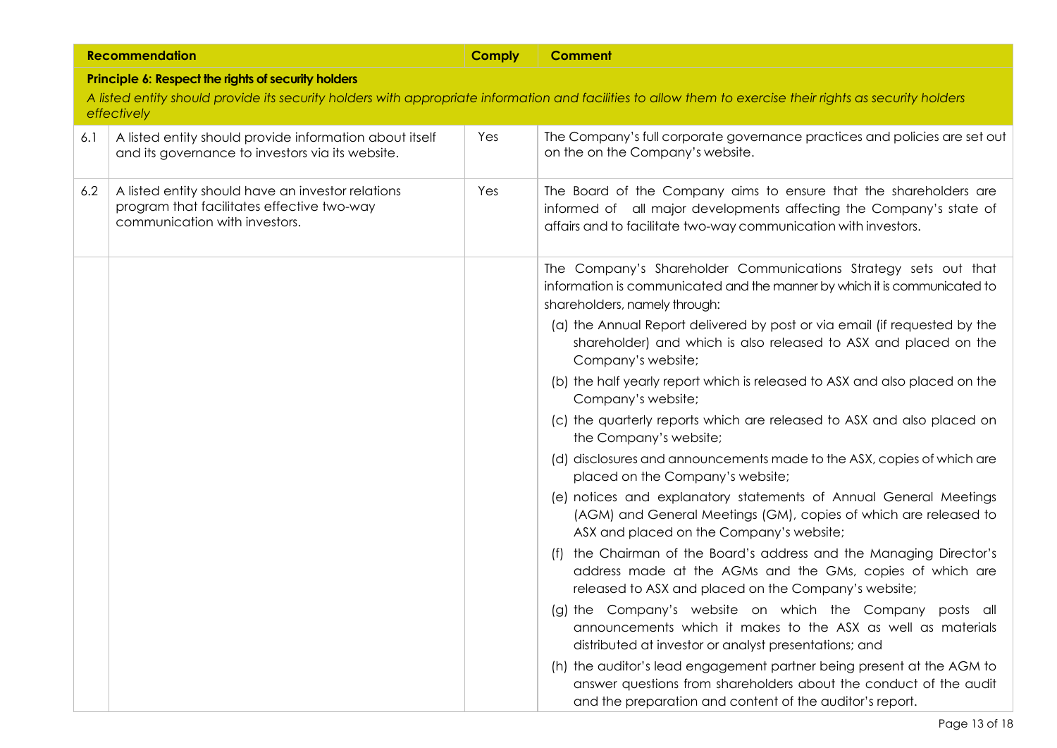| | Recommendation | Comply | Comment |
|---|---|---|---|
| | **Principle 6: Respect the rights of security holders**<br>*A listed entity should provide its security holders with appropriate information and facilities to allow them to exercise their rights as security holders effectively* | | |
| 6.1 | A listed entity should provide information about itself and its governance to investors via its website. | Yes | The Company's full corporate governance practices and policies are set out on the on the Company's website. |
| 6.2 | A listed entity should have an investor relations program that facilitates effective two-way communication with investors. | Yes | The Board of the Company aims to ensure that the shareholders are informed of all major developments affecting the Company's state of affairs and to facilitate two-way communication with investors. |
| | | | The Company's Shareholder Communications Strategy sets out that information is communicated and the manner by which it is communicated to shareholders, namely through:<br>(a) the Annual Report delivered by post or via email (if requested by the shareholder) and which is also released to ASX and placed on the Company's website;<br>(b) the half yearly report which is released to ASX and also placed on the Company's website;<br>(c) the quarterly reports which are released to ASX and also placed on the Company's website;<br>(d) disclosures and announcements made to the ASX, copies of which are placed on the Company's website;<br>(e) notices and explanatory statements of Annual General Meetings (AGM) and General Meetings (GM), copies of which are released to ASX and placed on the Company's website;<br>(f) the Chairman of the Board's address and the Managing Director's address made at the AGMs and the GMs, copies of which are released to ASX and placed on the Company's website;<br>(g) the Company's website on which the Company posts all announcements which it makes to the ASX as well as materials distributed at investor or analyst presentations; and<br>(h) the auditor's lead engagement partner being present at the AGM to answer questions from shareholders about the conduct of the audit and the preparation and content of the auditor's report. |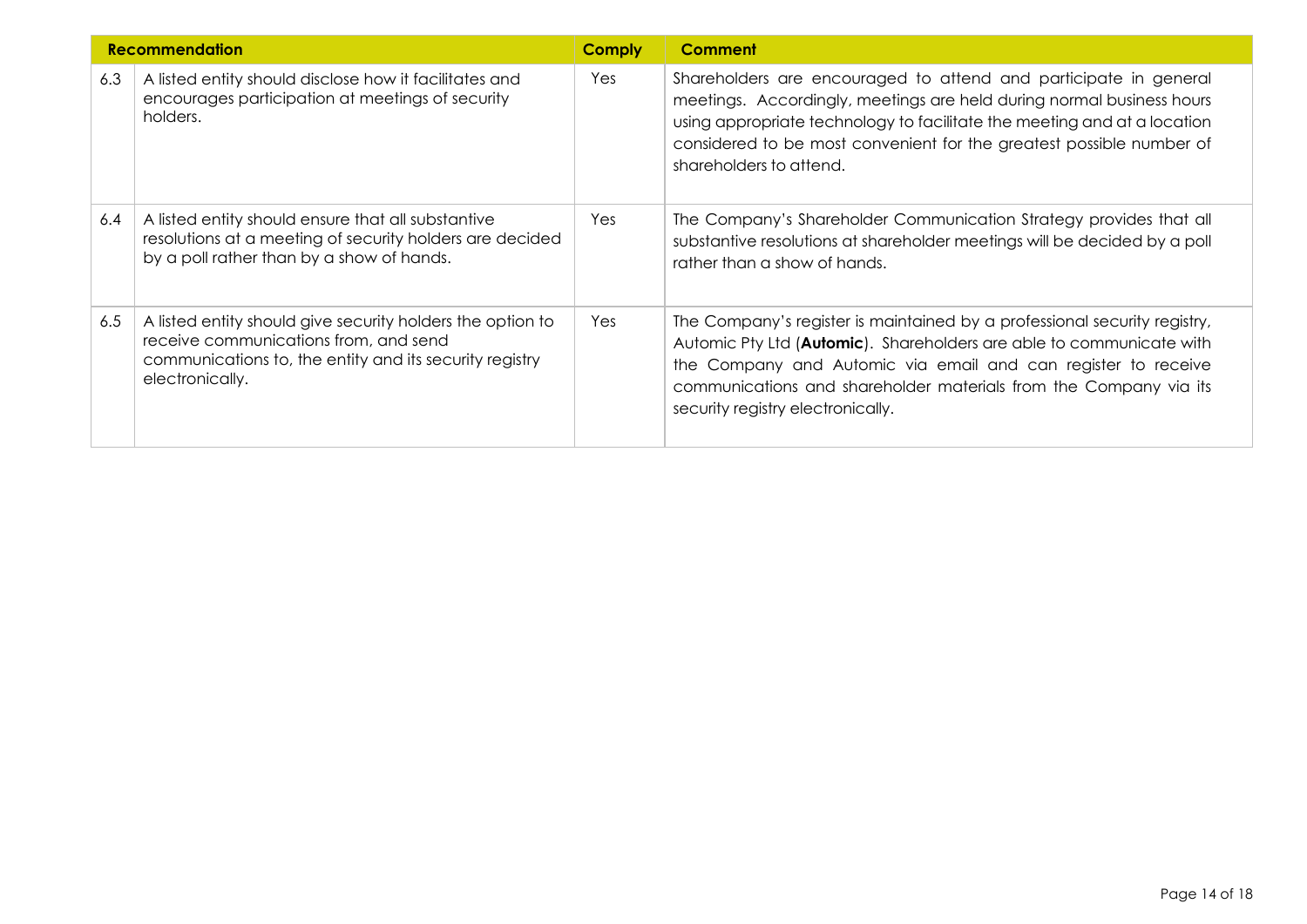| Recommendation | | Comply | Comment |
| --- | --- | --- | --- |
| 6.3 | A listed entity should disclose how it facilitates and encourages participation at meetings of security holders. | Yes | Shareholders are encouraged to attend and participate in general meetings. Accordingly, meetings are held during normal business hours using appropriate technology to facilitate the meeting and at a location considered to be most convenient for the greatest possible number of shareholders to attend. |
| 6.4 | A listed entity should ensure that all substantive resolutions at a meeting of security holders are decided by a poll rather than by a show of hands. | Yes | The Company's Shareholder Communication Strategy provides that all substantive resolutions at shareholder meetings will be decided by a poll rather than a show of hands. |
| 6.5 | A listed entity should give security holders the option to receive communications from, and send communications to, the entity and its security registry electronically. | Yes | The Company's register is maintained by a professional security registry, Automic Pty Ltd (**Automic**). Shareholders are able to communicate with the Company and Automic via email and can register to receive communications and shareholder materials from the Company via its security registry electronically. |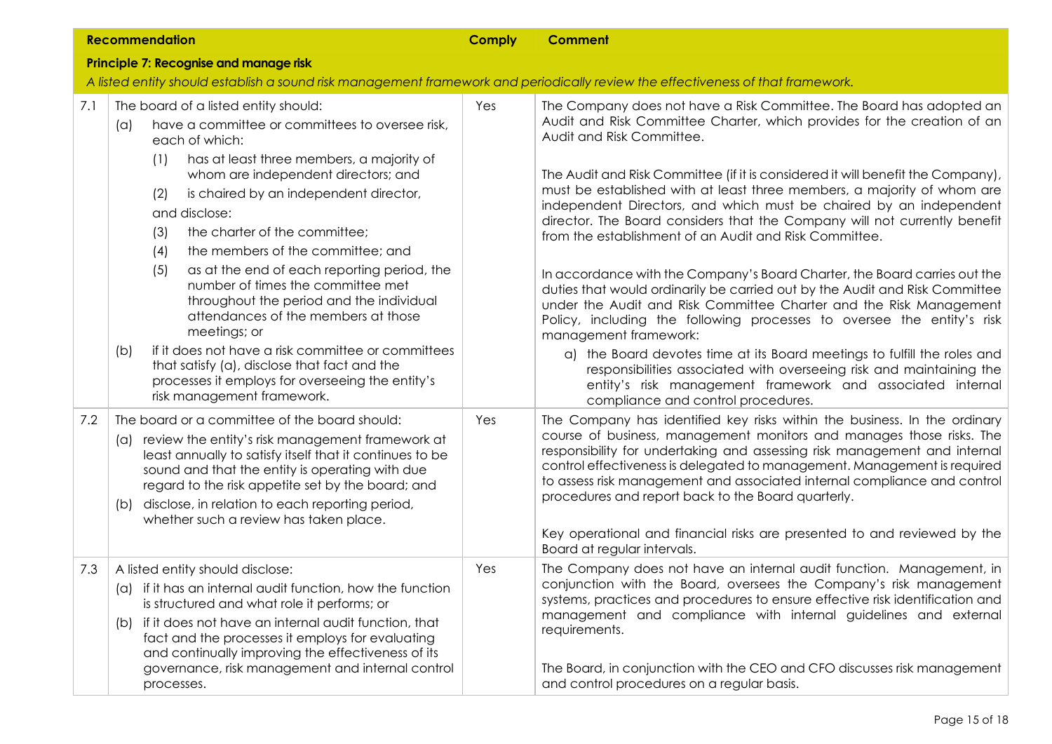| | Recommendation | Comply | Comment |
|---|---|---|---|
| | **Principle 7: Recognise and manage risk** | | |
| | *A listed entity should establish a sound risk management framework and periodically review the effectiveness of that framework.* | | |
| 7.1 | The board of a listed entity should:<br>(a) have a committee or committees to oversee risk, each of which:<br>(1) has at least three members, a majority of whom are independent directors; and<br>(2) is chaired by an independent director,<br>and disclose:<br>(3) the charter of the committee;<br>(4) the members of the committee; and<br>(5) as at the end of each reporting period, the number of times the committee met throughout the period and the individual attendances of the members at those meetings; or<br>(b) if it does not have a risk committee or committees that satisfy (a), disclose that fact and the processes it employs for overseeing the entity's risk management framework. | Yes | The Company does not have a Risk Committee. The Board has adopted an Audit and Risk Committee Charter, which provides for the creation of an Audit and Risk Committee.<br><br>The Audit and Risk Committee (if it is considered it will benefit the Company), must be established with at least three members, a majority of whom are independent Directors, and which must be chaired by an independent director. The Board considers that the Company will not currently benefit from the establishment of an Audit and Risk Committee.<br><br>In accordance with the Company's Board Charter, the Board carries out the duties that would ordinarily be carried out by the Audit and Risk Committee under the Audit and Risk Committee Charter and the Risk Management Policy, including the following processes to oversee the entity's risk management framework:<br>a) the Board devotes time at its Board meetings to fulfill the roles and responsibilities associated with overseeing risk and maintaining the entity's risk management framework and associated internal compliance and control procedures. |
| 7.2 | The board or a committee of the board should:<br>(a) review the entity's risk management framework at least annually to satisfy itself that it continues to be sound and that the entity is operating with due regard to the risk appetite set by the board; and<br>(b) disclose, in relation to each reporting period, whether such a review has taken place. | Yes | The Company has identified key risks within the business. In the ordinary course of business, management monitors and manages those risks. The responsibility for undertaking and assessing risk management and internal control effectiveness is delegated to management. Management is required to assess risk management and associated internal compliance and control procedures and report back to the Board quarterly.<br><br>Key operational and financial risks are presented to and reviewed by the Board at regular intervals. |
| 7.3 | A listed entity should disclose:<br>(a) if it has an internal audit function, how the function is structured and what role it performs; or<br>(b) if it does not have an internal audit function, that fact and the processes it employs for evaluating and continually improving the effectiveness of its governance, risk management and internal control processes. | Yes | The Company does not have an internal audit function. Management, in conjunction with the Board, oversees the Company's risk management systems, practices and procedures to ensure effective risk identification and management and compliance with internal guidelines and external requirements.<br><br>The Board, in conjunction with the CEO and CFO discusses risk management and control procedures on a regular basis. |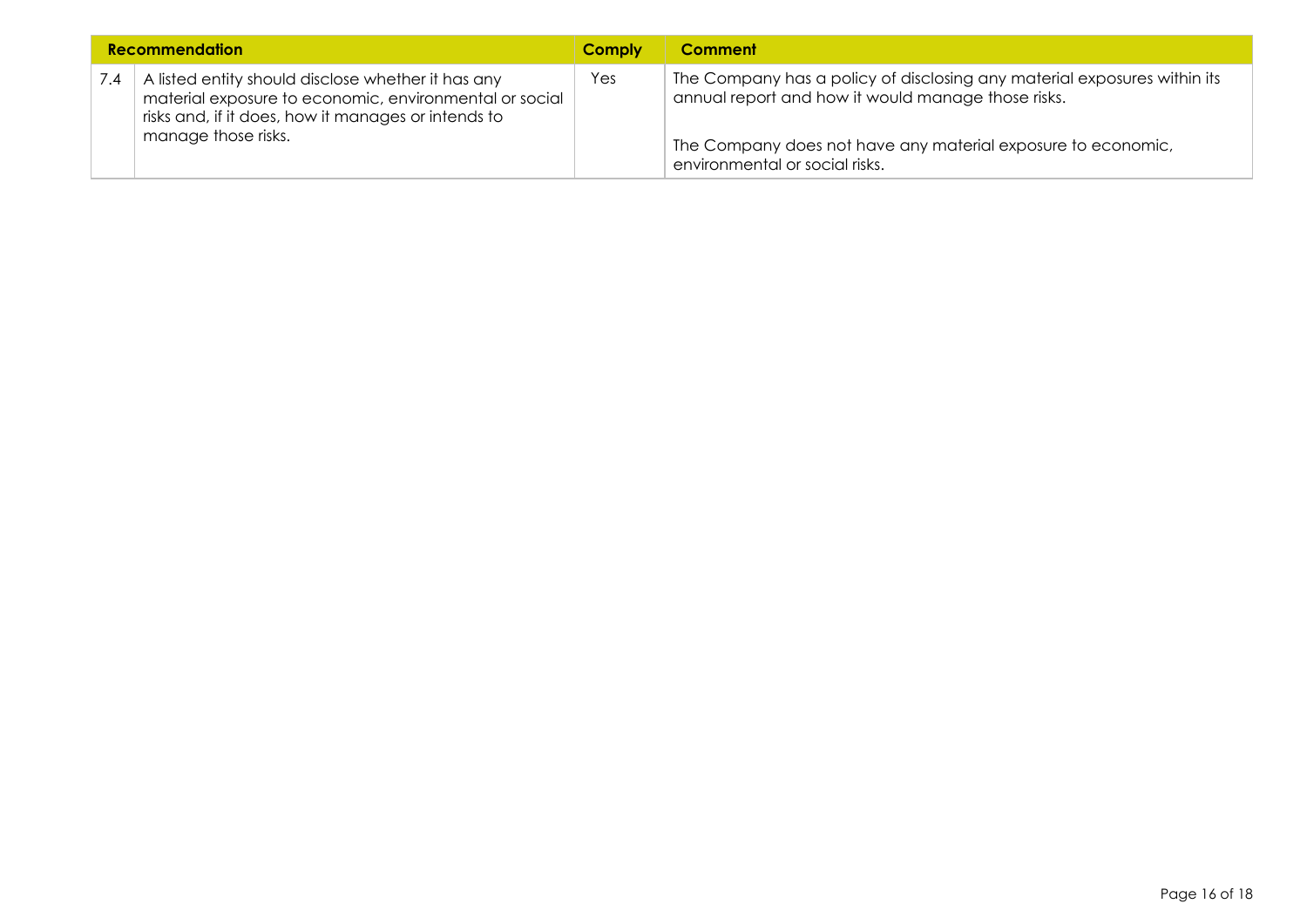| Recommendation | | Comply | Comment |
|---|---|---|---|
| 7.4 | A listed entity should disclose whether it has any material exposure to economic, environmental or social risks and, if it does, how it manages or intends to manage those risks. | Yes | The Company has a policy of disclosing any material exposures within its annual report and how it would manage those risks.<br><br>The Company does not have any material exposure to economic, environmental or social risks. |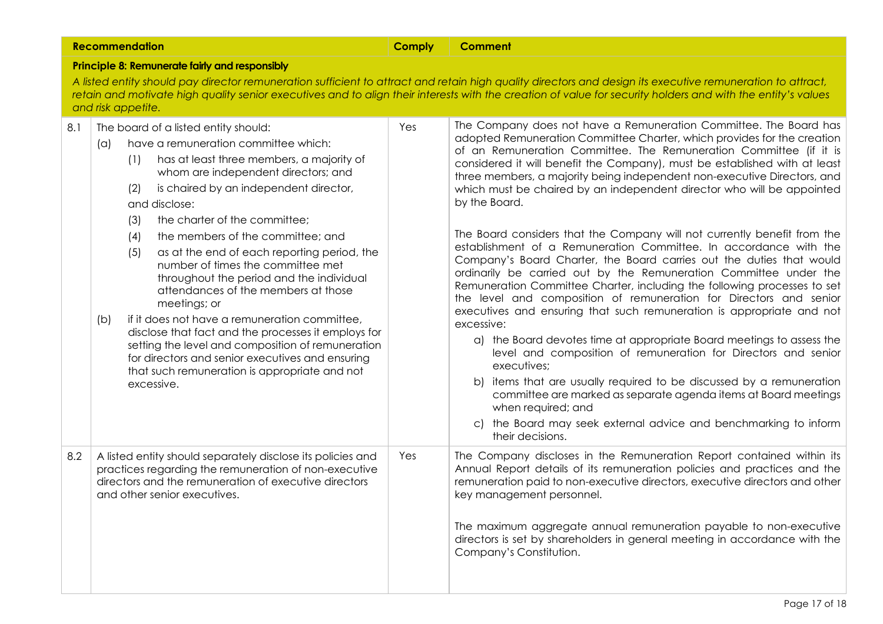| | Recommendation | Comply | Comment |
|---|---|---|---|
| | **Principle 8: Remunerate fairly and responsibly**<br>*A listed entity should pay director remuneration sufficient to attract and retain high quality directors and design its executive remuneration to attract, retain and motivate high quality senior executives and to align their interests with the creation of value for security holders and with the entity's values and risk appetite.* | | |
| 8.1 | The board of a listed entity should:<br>(a) have a remuneration committee which:<br>(1) has at least three members, a majority of whom are independent directors; and<br>(2) is chaired by an independent director,<br>and disclose:<br>(3) the charter of the committee;<br>(4) the members of the committee; and<br>(5) as at the end of each reporting period, the number of times the committee met throughout the period and the individual attendances of the members at those meetings; or<br>(b) if it does not have a remuneration committee, disclose that fact and the processes it employs for setting the level and composition of remuneration for directors and senior executives and ensuring that such remuneration is appropriate and not excessive. | Yes | The Company does not have a Remuneration Committee. The Board has adopted Remuneration Committee Charter, which provides for the creation of an Remuneration Committee. The Remuneration Committee (if it is considered it will benefit the Company), must be established with at least three members, a majority being independent non-executive Directors, and which must be chaired by an independent director who will be appointed by the Board.<br><br>The Board considers that the Company will not currently benefit from the establishment of a Remuneration Committee. In accordance with the Company's Board Charter, the Board carries out the duties that would ordinarily be carried out by the Remuneration Committee under the Remuneration Committee Charter, including the following processes to set the level and composition of remuneration for Directors and senior executives and ensuring that such remuneration is appropriate and not excessive:<br>a) the Board devotes time at appropriate Board meetings to assess the level and composition of remuneration for Directors and senior executives;<br>b) items that are usually required to be discussed by a remuneration committee are marked as separate agenda items at Board meetings when required; and<br>c) the Board may seek external advice and benchmarking to inform their decisions. |
| 8.2 | A listed entity should separately disclose its policies and practices regarding the remuneration of non-executive directors and the remuneration of executive directors and other senior executives. | Yes | The Company discloses in the Remuneration Report contained within its Annual Report details of its remuneration policies and practices and the remuneration paid to non-executive directors, executive directors and other key management personnel.<br><br>The maximum aggregate annual remuneration payable to non-executive directors is set by shareholders in general meeting in accordance with the Company's Constitution. |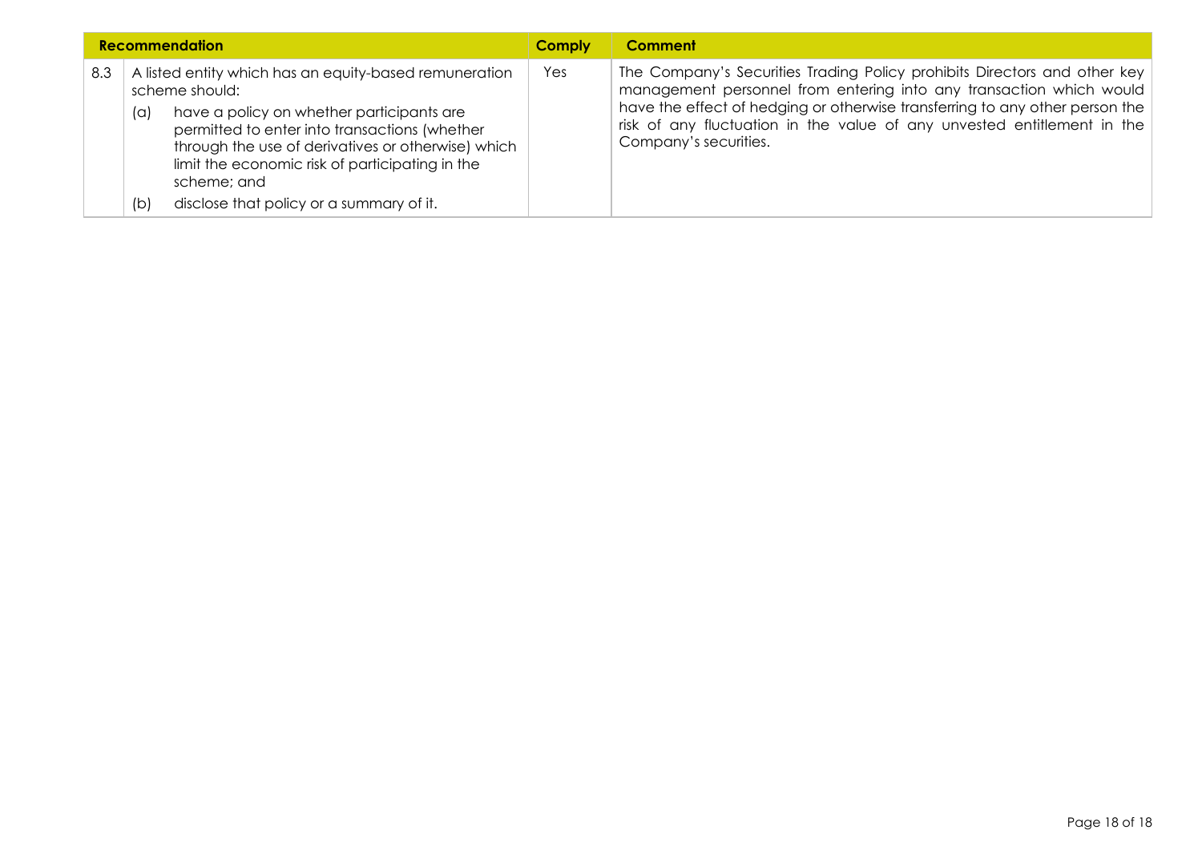| Recommendation | | Comply | Comment |
|---|---|---|---|
| 8.3 | A listed entity which has an equity-based remuneration scheme should:<br>(a) have a policy on whether participants are permitted to enter into transactions (whether through the use of derivatives or otherwise) which limit the economic risk of participating in the scheme; and<br>(b) disclose that policy or a summary of it. | Yes | The Company's Securities Trading Policy prohibits Directors and other key management personnel from entering into any transaction which would have the effect of hedging or otherwise transferring to any other person the risk of any fluctuation in the value of any unvested entitlement in the Company's securities. |